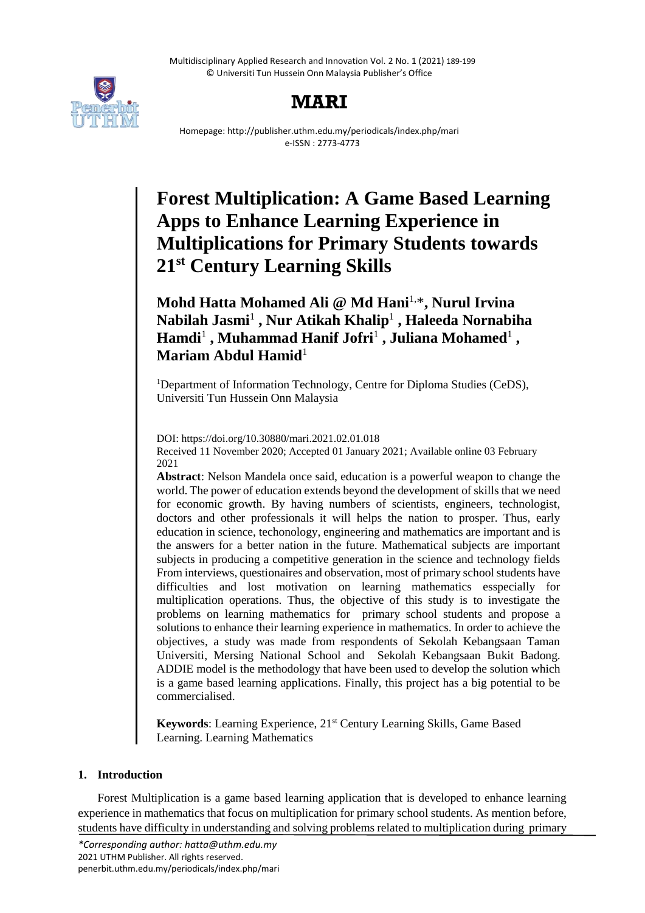# MARI

Homepage: http://publisher.uthm.edu.my/periodicals/index.php/mari
e-ISSN : 2773-4773

# Forest Multiplication: A Game Based Learning Apps to Enhance Learning Experience in Multiplications for Primary Students towards 21st Century Learning Skills

**Mohd Hatta Mohamed Ali @ Md Hani**[1,*]**, Nurul Irvina Nabilah Jasmi**[1] **, Nur Atikah Khalip**[1] **, Haleeda Nornabiha Hamdi**[1] **, Muhammad Hanif Jofri**[1] **, Juliana Mohamed**[1] **, Mariam Abdul Hamid**[1]

[1]Department of Information Technology, Centre for Diploma Studies (CeDS), Universiti Tun Hussein Onn Malaysia

DOI: https://doi.org/10.30880/mari.2021.02.01.018

Received 11 November 2020; Accepted 01 January 2021; Available online 03 February 2021

**Abstract**: Nelson Mandela once said, education is a powerful weapon to change the world. The power of education extends beyond the development of skills that we need for economic growth. By having numbers of scientists, engineers, technologist, doctors and other professionals it will helps the nation to prosper. Thus, early education in science, techonology, engineering and mathematics are important and is the answers for a better nation in the future. Mathematical subjects are important subjects in producing a competitive generation in the science and technology fields From interviews, questionaires and observation, most of primary school students have difficulties and lost motivation on learning mathematics esspecially for multiplication operations. Thus, the objective of this study is to investigate the problems on learning mathematics for primary school students and propose a solutions to enhance their learning experience in mathematics. In order to achieve the objectives, a study was made from respondents of Sekolah Kebangsaan Taman Universiti, Mersing National School and Sekolah Kebangsaan Bukit Badong. ADDIE model is the methodology that have been used to develop the solution which is a game based learning applications. Finally, this project has a big potential to be commercialised.

**Keywords**: Learning Experience, 21st Century Learning Skills, Game Based Learning. Learning Mathematics

## 1. Introduction

Forest Multiplication is a game based learning application that is developed to enhance learning experience in mathematics that focus on multiplication for primary school students. As mention before, students have difficulty in understanding and solving problems related to multiplication during primary

*\*Corresponding author: hatta@uthm.edu.my*
2021 UTHM Publisher. All rights reserved.
penerbit.uthm.edu.my/periodicals/index.php/mari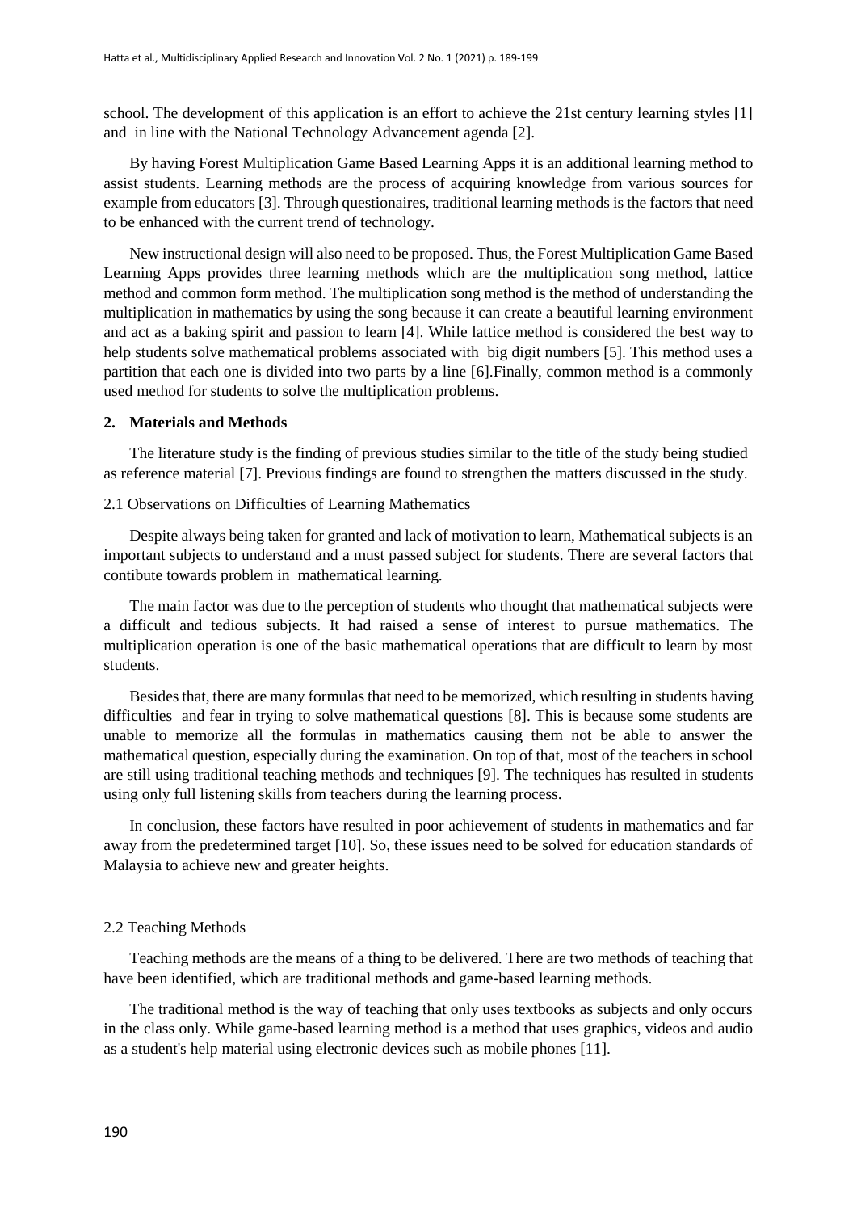school. The development of this application is an effort to achieve the 21st century learning styles [1] and in line with the National Technology Advancement agenda [2].

By having Forest Multiplication Game Based Learning Apps it is an additional learning method to assist students. Learning methods are the process of acquiring knowledge from various sources for example from educators [3]. Through questionaires, traditional learning methods is the factors that need to be enhanced with the current trend of technology.

New instructional design will also need to be proposed. Thus, the Forest Multiplication Game Based Learning Apps provides three learning methods which are the multiplication song method, lattice method and common form method. The multiplication song method is the method of understanding the multiplication in mathematics by using the song because it can create a beautiful learning environment and act as a baking spirit and passion to learn [4]. While lattice method is considered the best way to help students solve mathematical problems associated with big digit numbers [5]. This method uses a partition that each one is divided into two parts by a line [6].Finally, common method is a commonly used method for students to solve the multiplication problems.

## 2. Materials and Methods

The literature study is the finding of previous studies similar to the title of the study being studied as reference material [7]. Previous findings are found to strengthen the matters discussed in the study.

### 2.1 Observations on Difficulties of Learning Mathematics

Despite always being taken for granted and lack of motivation to learn, Mathematical subjects is an important subjects to understand and a must passed subject for students. There are several factors that contibute towards problem in mathematical learning.

The main factor was due to the perception of students who thought that mathematical subjects were a difficult and tedious subjects. It had raised a sense of interest to pursue mathematics. The multiplication operation is one of the basic mathematical operations that are difficult to learn by most students.

Besides that, there are many formulas that need to be memorized, which resulting in students having difficulties and fear in trying to solve mathematical questions [8]. This is because some students are unable to memorize all the formulas in mathematics causing them not be able to answer the mathematical question, especially during the examination. On top of that, most of the teachers in school are still using traditional teaching methods and techniques [9]. The techniques has resulted in students using only full listening skills from teachers during the learning process.

In conclusion, these factors have resulted in poor achievement of students in mathematics and far away from the predetermined target [10]. So, these issues need to be solved for education standards of Malaysia to achieve new and greater heights.

### 2.2 Teaching Methods

Teaching methods are the means of a thing to be delivered. There are two methods of teaching that have been identified, which are traditional methods and game-based learning methods.

The traditional method is the way of teaching that only uses textbooks as subjects and only occurs in the class only. While game-based learning method is a method that uses graphics, videos and audio as a student's help material using electronic devices such as mobile phones [11].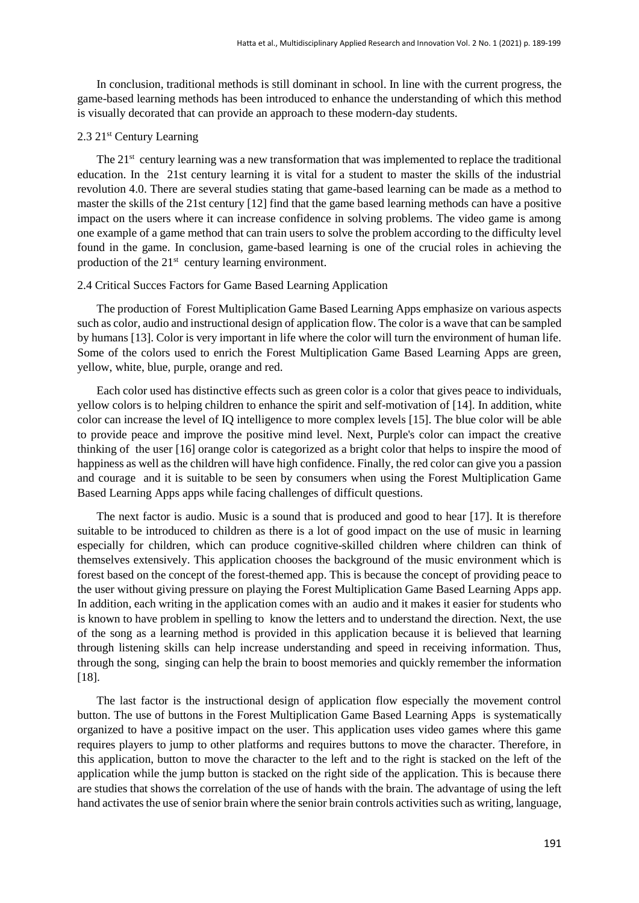In conclusion, traditional methods is still dominant in school. In line with the current progress, the game-based learning methods has been introduced to enhance the understanding of which this method is visually decorated that can provide an approach to these modern-day students.

### 2.3 21st Century Learning

The 21st century learning was a new transformation that was implemented to replace the traditional education. In the 21st century learning it is vital for a student to master the skills of the industrial revolution 4.0. There are several studies stating that game-based learning can be made as a method to master the skills of the 21st century [12] find that the game based learning methods can have a positive impact on the users where it can increase confidence in solving problems. The video game is among one example of a game method that can train users to solve the problem according to the difficulty level found in the game. In conclusion, game-based learning is one of the crucial roles in achieving the production of the 21st century learning environment.

### 2.4 Critical Succes Factors for Game Based Learning Application

The production of Forest Multiplication Game Based Learning Apps emphasize on various aspects such as color, audio and instructional design of application flow. The color is a wave that can be sampled by humans [13]. Color is very important in life where the color will turn the environment of human life. Some of the colors used to enrich the Forest Multiplication Game Based Learning Apps are green, yellow, white, blue, purple, orange and red.

Each color used has distinctive effects such as green color is a color that gives peace to individuals, yellow colors is to helping children to enhance the spirit and self-motivation of [14]. In addition, white color can increase the level of IQ intelligence to more complex levels [15]. The blue color will be able to provide peace and improve the positive mind level. Next, Purple's color can impact the creative thinking of the user [16] orange color is categorized as a bright color that helps to inspire the mood of happiness as well as the children will have high confidence. Finally, the red color can give you a passion and courage and it is suitable to be seen by consumers when using the Forest Multiplication Game Based Learning Apps apps while facing challenges of difficult questions.

The next factor is audio. Music is a sound that is produced and good to hear [17]. It is therefore suitable to be introduced to children as there is a lot of good impact on the use of music in learning especially for children, which can produce cognitive-skilled children where children can think of themselves extensively. This application chooses the background of the music environment which is forest based on the concept of the forest-themed app. This is because the concept of providing peace to the user without giving pressure on playing the Forest Multiplication Game Based Learning Apps app. In addition, each writing in the application comes with an audio and it makes it easier for students who is known to have problem in spelling to know the letters and to understand the direction. Next, the use of the song as a learning method is provided in this application because it is believed that learning through listening skills can help increase understanding and speed in receiving information. Thus, through the song, singing can help the brain to boost memories and quickly remember the information [18].

The last factor is the instructional design of application flow especially the movement control button. The use of buttons in the Forest Multiplication Game Based Learning Apps is systematically organized to have a positive impact on the user. This application uses video games where this game requires players to jump to other platforms and requires buttons to move the character. Therefore, in this application, button to move the character to the left and to the right is stacked on the left of the application while the jump button is stacked on the right side of the application. This is because there are studies that shows the correlation of the use of hands with the brain. The advantage of using the left hand activates the use of senior brain where the senior brain controls activities such as writing, language,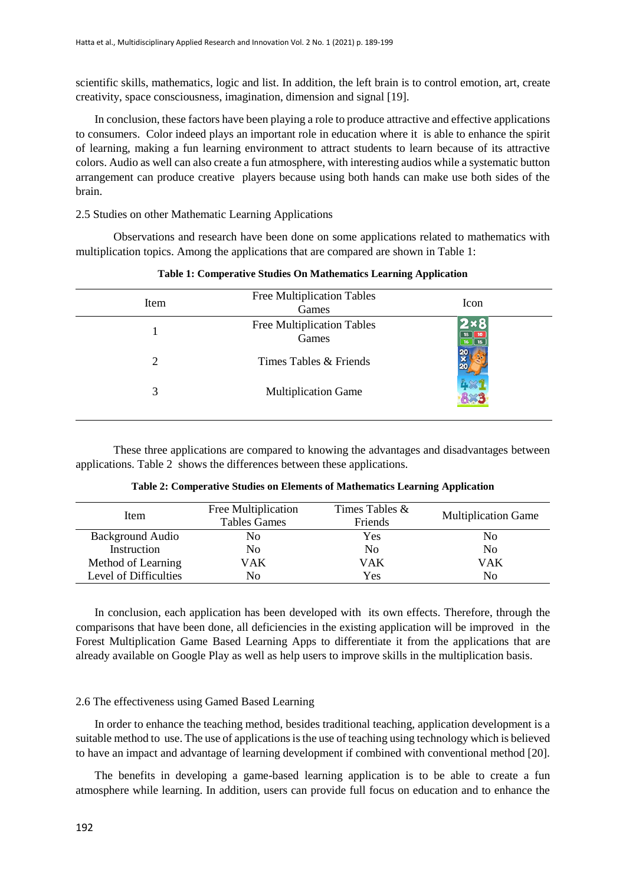scientific skills, mathematics, logic and list. In addition, the left brain is to control emotion, art, create creativity, space consciousness, imagination, dimension and signal [19].

In conclusion, these factors have been playing a role to produce attractive and effective applications to consumers. Color indeed plays an important role in education where it is able to enhance the spirit of learning, making a fun learning environment to attract students to learn because of its attractive colors. Audio as well can also create a fun atmosphere, with interesting audios while a systematic button arrangement can produce creative players because using both hands can make use both sides of the brain.

### 2.5 Studies on other Mathematic Learning Applications

Observations and research have been done on some applications related to mathematics with multiplication topics. Among the applications that are compared are shown in Table 1:

**Table 1: Comperative Studies On Mathematics Learning Application**

| Item | Free Multiplication Tables Games | Icon |
|---|---|---|
| 1 | Free Multiplication Tables Games | |
| 2 | Times Tables & Friends | |
| 3 | Multiplication Game | |

These three applications are compared to knowing the advantages and disadvantages between applications. Table 2 shows the differences between these applications.

**Table 2: Comperative Studies on Elements of Mathematics Learning Application**

| Item | Free Multiplication Tables Games | Times Tables & Friends | Multiplication Game |
|---|---|---|---|
| Background Audio | No | Yes | No |
| Instruction | No | No | No |
| Method of Learning | VAK | VAK | VAK |
| Level of Difficulties | No | Yes | No |

In conclusion, each application has been developed with its own effects. Therefore, through the comparisons that have been done, all deficiencies in the existing application will be improved in the Forest Multiplication Game Based Learning Apps to differentiate it from the applications that are already available on Google Play as well as help users to improve skills in the multiplication basis.

### 2.6 The effectiveness using Gamed Based Learning

In order to enhance the teaching method, besides traditional teaching, application development is a suitable method to use. The use of applications is the use of teaching using technology which is believed to have an impact and advantage of learning development if combined with conventional method [20].

The benefits in developing a game-based learning application is to be able to create a fun atmosphere while learning. In addition, users can provide full focus on education and to enhance the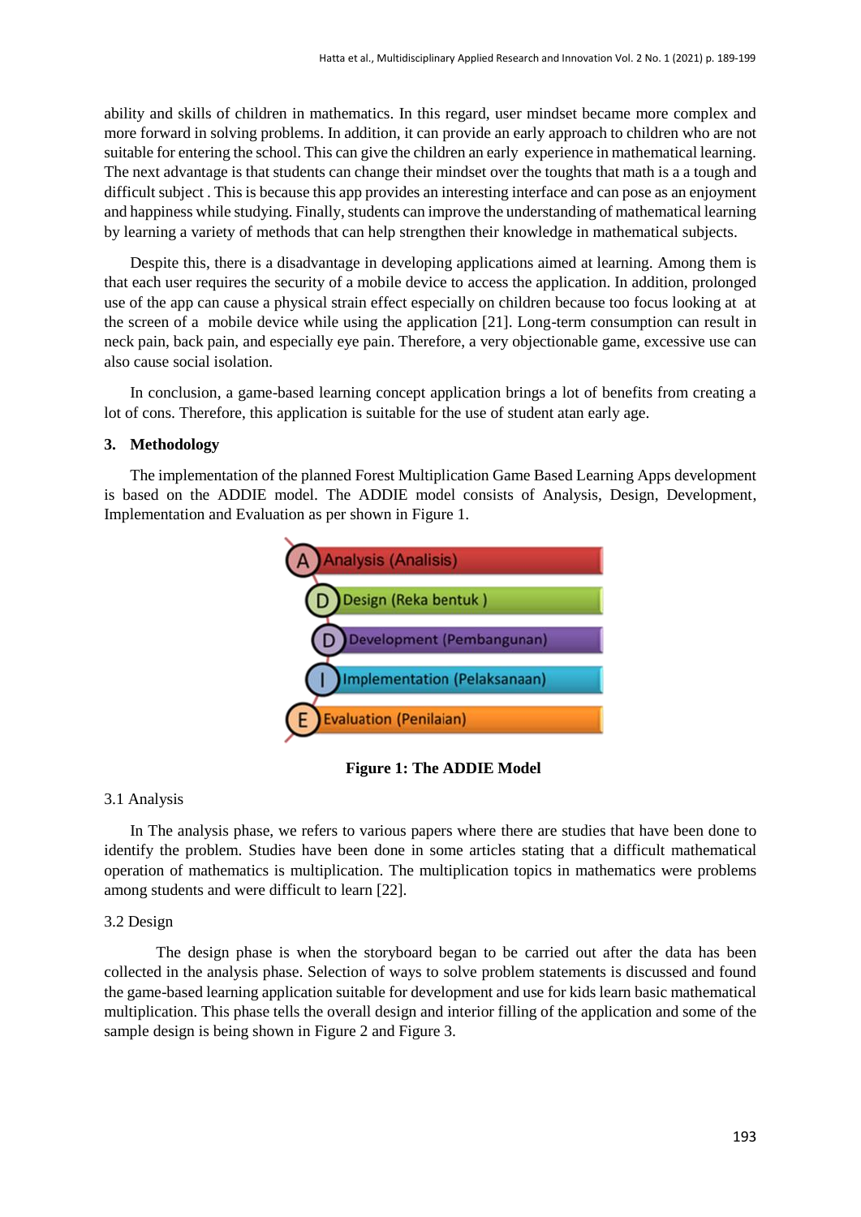ability and skills of children in mathematics. In this regard, user mindset became more complex and more forward in solving problems. In addition, it can provide an early approach to children who are not suitable for entering the school. This can give the children an early experience in mathematical learning. The next advantage is that students can change their mindset over the toughts that math is a a tough and difficult subject . This is because this app provides an interesting interface and can pose as an enjoyment and happiness while studying. Finally, students can improve the understanding of mathematical learning by learning a variety of methods that can help strengthen their knowledge in mathematical subjects.

Despite this, there is a disadvantage in developing applications aimed at learning. Among them is that each user requires the security of a mobile device to access the application. In addition, prolonged use of the app can cause a physical strain effect especially on children because too focus looking at at the screen of a mobile device while using the application [21]. Long-term consumption can result in neck pain, back pain, and especially eye pain. Therefore, a very objectionable game, excessive use can also cause social isolation.

In conclusion, a game-based learning concept application brings a lot of benefits from creating a lot of cons. Therefore, this application is suitable for the use of student atan early age.

## 3. Methodology

The implementation of the planned Forest Multiplication Game Based Learning Apps development is based on the ADDIE model. The ADDIE model consists of Analysis, Design, Development, Implementation and Evaluation as per shown in Figure 1.

A Analysis (Analisis)
D Design (Reka bentuk )
D Development (Pembangunan)
I Implementation (Pelaksanaan)
E Evaluation (Penilaian)

**Figure 1: The ADDIE Model**

### 3.1 Analysis

In The analysis phase, we refers to various papers where there are studies that have been done to identify the problem. Studies have been done in some articles stating that a difficult mathematical operation of mathematics is multiplication. The multiplication topics in mathematics were problems among students and were difficult to learn [22].

### 3.2 Design

The design phase is when the storyboard began to be carried out after the data has been collected in the analysis phase. Selection of ways to solve problem statements is discussed and found the game-based learning application suitable for development and use for kids learn basic mathematical multiplication. This phase tells the overall design and interior filling of the application and some of the sample design is being shown in Figure 2 and Figure 3.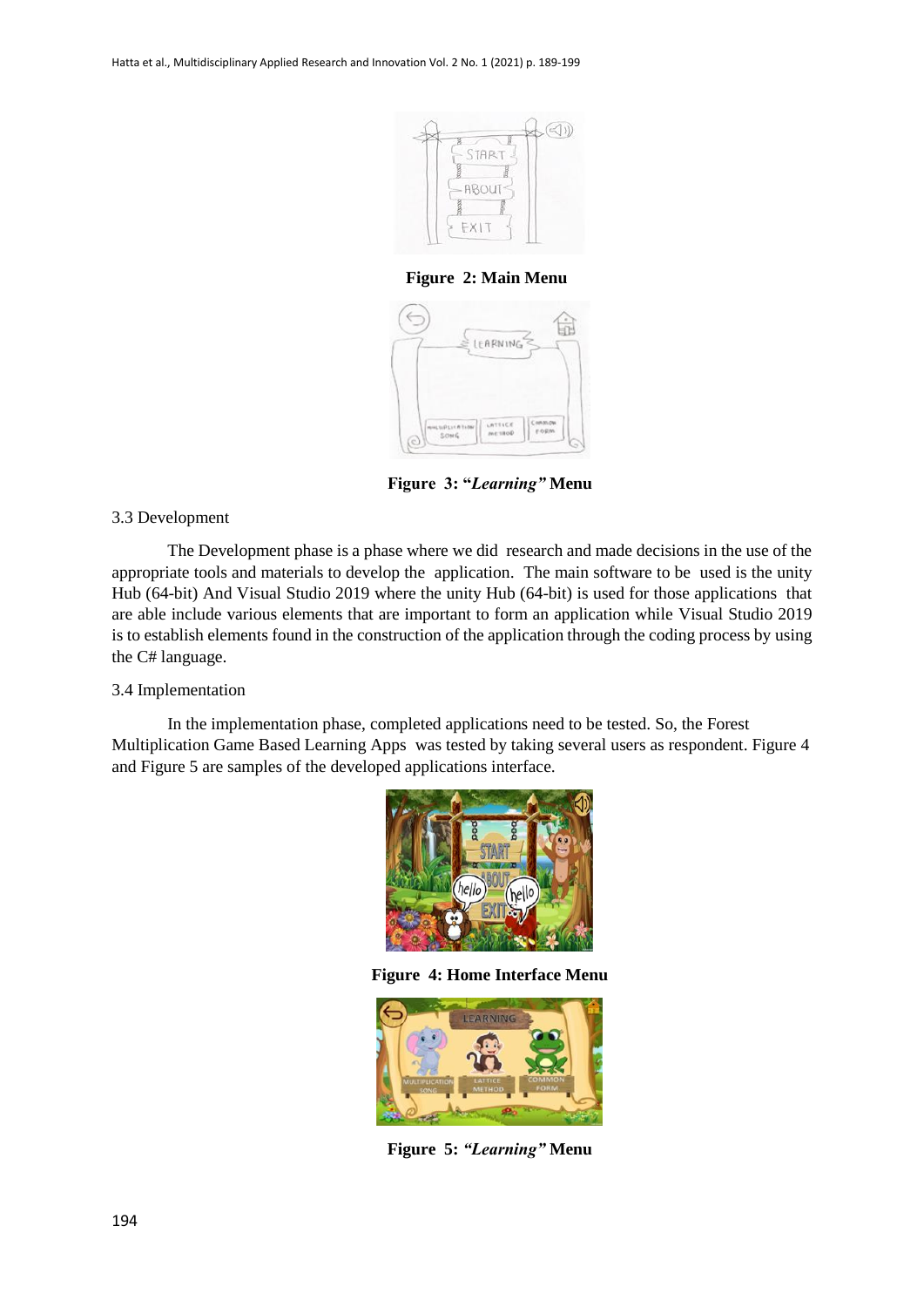**Figure 2: Main Menu**

**Figure 3: "*Learning*" Menu**

3.3 Development

The Development phase is a phase where we did research and made decisions in the use of the appropriate tools and materials to develop the application. The main software to be used is the unity Hub (64-bit) And Visual Studio 2019 where the unity Hub (64-bit) is used for those applications that are able include various elements that are important to form an application while Visual Studio 2019 is to establish elements found in the construction of the application through the coding process by using the C# language.

3.4 Implementation

In the implementation phase, completed applications need to be tested. So, the Forest Multiplication Game Based Learning Apps was tested by taking several users as respondent. Figure 4 and Figure 5 are samples of the developed applications interface.

**Figure 4: Home Interface Menu**

**Figure 5: *"Learning"* Menu**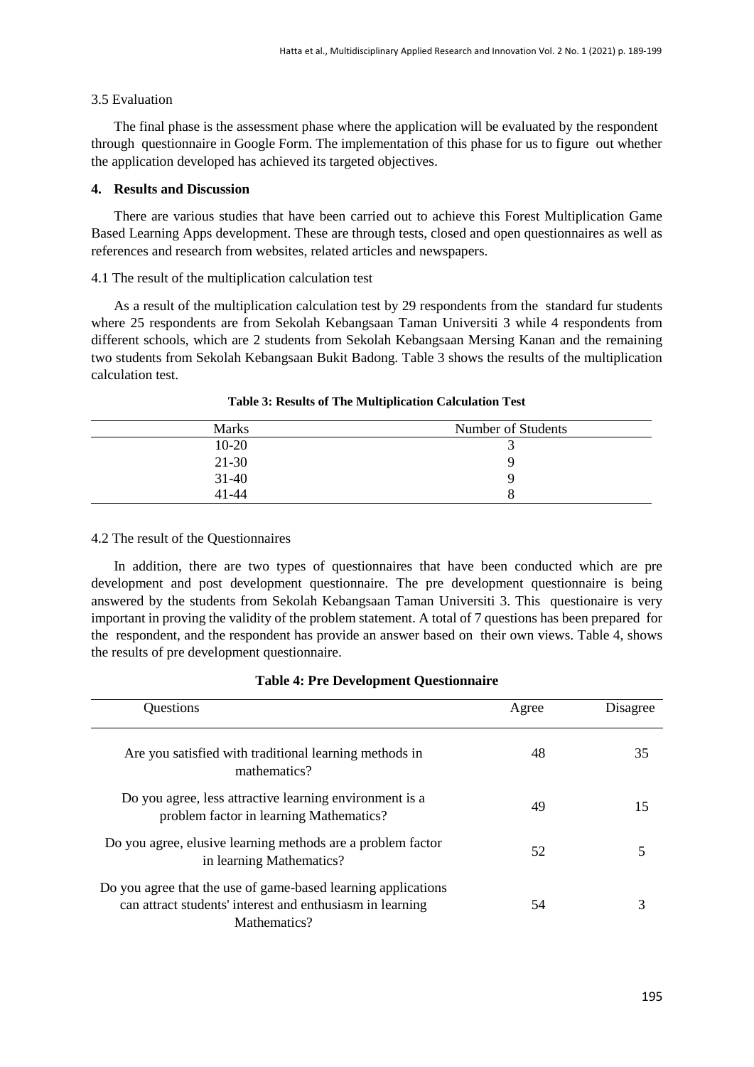3.5 Evaluation

The final phase is the assessment phase where the application will be evaluated by the respondent through questionnaire in Google Form. The implementation of this phase for us to figure out whether the application developed has achieved its targeted objectives.

## 4. Results and Discussion

There are various studies that have been carried out to achieve this Forest Multiplication Game Based Learning Apps development. These are through tests, closed and open questionnaires as well as references and research from websites, related articles and newspapers.

4.1 The result of the multiplication calculation test

As a result of the multiplication calculation test by 29 respondents from the standard fur students where 25 respondents are from Sekolah Kebangsaan Taman Universiti 3 while 4 respondents from different schools, which are 2 students from Sekolah Kebangsaan Mersing Kanan and the remaining two students from Sekolah Kebangsaan Bukit Badong. Table 3 shows the results of the multiplication calculation test.

**Table 3: Results of The Multiplication Calculation Test**

| Marks | Number of Students |
|---|---|
| 10-20 | 3 |
| 21-30 | 9 |
| 31-40 | 9 |
| 41-44 | 8 |

4.2 The result of the Questionnaires

In addition, there are two types of questionnaires that have been conducted which are pre development and post development questionnaire. The pre development questionnaire is being answered by the students from Sekolah Kebangsaan Taman Universiti 3. This questionaire is very important in proving the validity of the problem statement. A total of 7 questions has been prepared for the respondent, and the respondent has provide an answer based on their own views. Table 4, shows the results of pre development questionnaire.

**Table 4: Pre Development Questionnaire**

| Questions | Agree | Disagree |
|---|---|---|
| Are you satisfied with traditional learning methods in mathematics? | 48 | 35 |
| Do you agree, less attractive learning environment is a problem factor in learning Mathematics? | 49 | 15 |
| Do you agree, elusive learning methods are a problem factor in learning Mathematics? | 52 | 5 |
| Do you agree that the use of game-based learning applications can attract students' interest and enthusiasm in learning Mathematics? | 54 | 3 |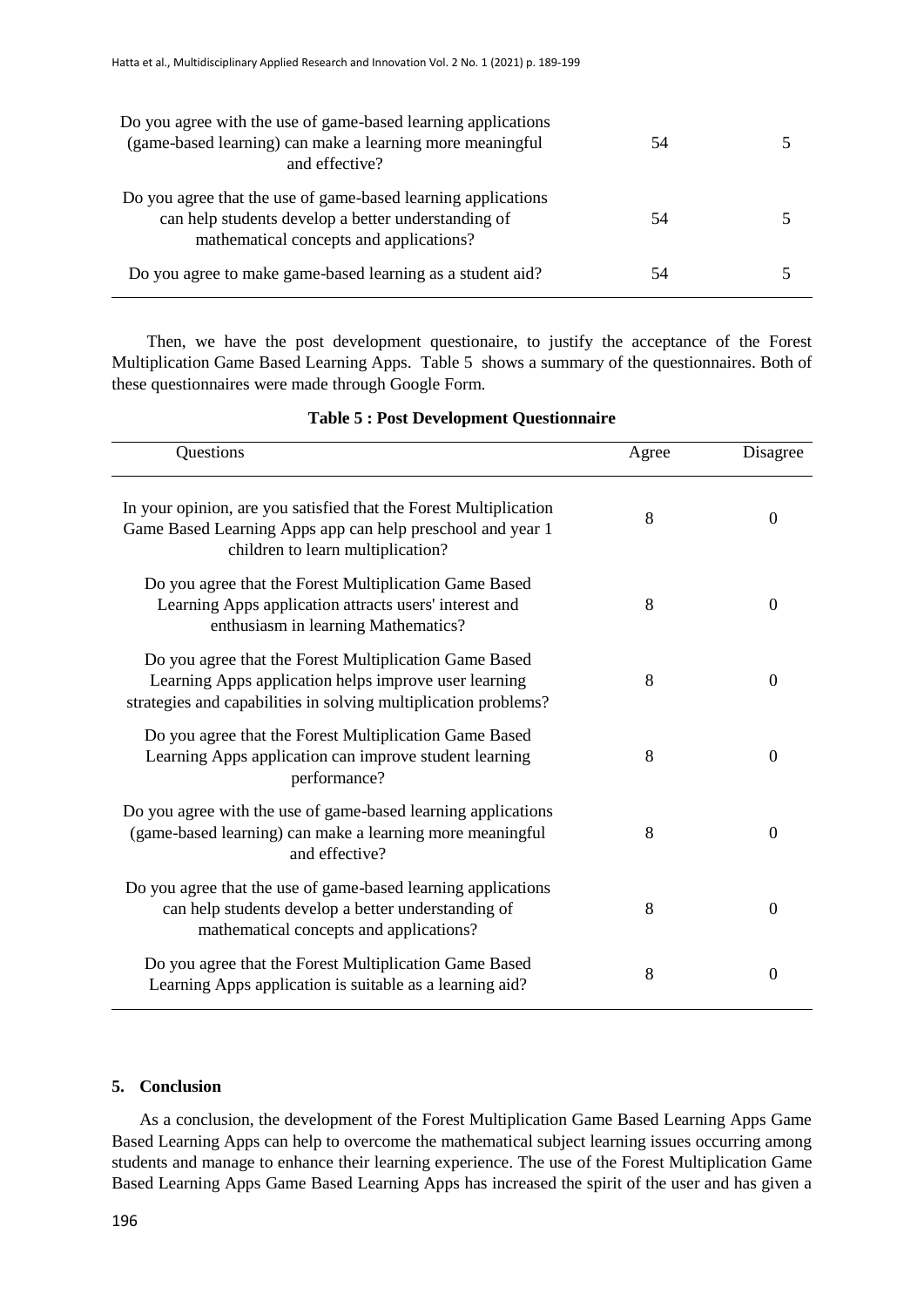| Do you agree with the use of game-based learning applications (game-based learning) can make a learning more meaningful and effective? | 54 | 5 |
|---|---|---|
| Do you agree that the use of game-based learning applications can help students develop a better understanding of mathematical concepts and applications? | 54 | 5 |
| Do you agree to make game-based learning as a student aid? | 54 | 5 |

Then, we have the post development questionaire, to justify the acceptance of the Forest Multiplication Game Based Learning Apps. Table 5 shows a summary of the questionnaires. Both of these questionnaires were made through Google Form.

**Table 5 : Post Development Questionnaire**

| Questions | Agree | Disagree |
|---|---|---|
| In your opinion, are you satisfied that the Forest Multiplication Game Based Learning Apps app can help preschool and year 1 children to learn multiplication? | 8 | 0 |
| Do you agree that the Forest Multiplication Game Based Learning Apps application attracts users' interest and enthusiasm in learning Mathematics? | 8 | 0 |
| Do you agree that the Forest Multiplication Game Based Learning Apps application helps improve user learning strategies and capabilities in solving multiplication problems? | 8 | 0 |
| Do you agree that the Forest Multiplication Game Based Learning Apps application can improve student learning performance? | 8 | 0 |
| Do you agree with the use of game-based learning applications (game-based learning) can make a learning more meaningful and effective? | 8 | 0 |
| Do you agree that the use of game-based learning applications can help students develop a better understanding of mathematical concepts and applications? | 8 | 0 |
| Do you agree that the Forest Multiplication Game Based Learning Apps application is suitable as a learning aid? | 8 | 0 |

## 5. Conclusion

As a conclusion, the development of the Forest Multiplication Game Based Learning Apps Game Based Learning Apps can help to overcome the mathematical subject learning issues occurring among students and manage to enhance their learning experience. The use of the Forest Multiplication Game Based Learning Apps Game Based Learning Apps has increased the spirit of the user and has given a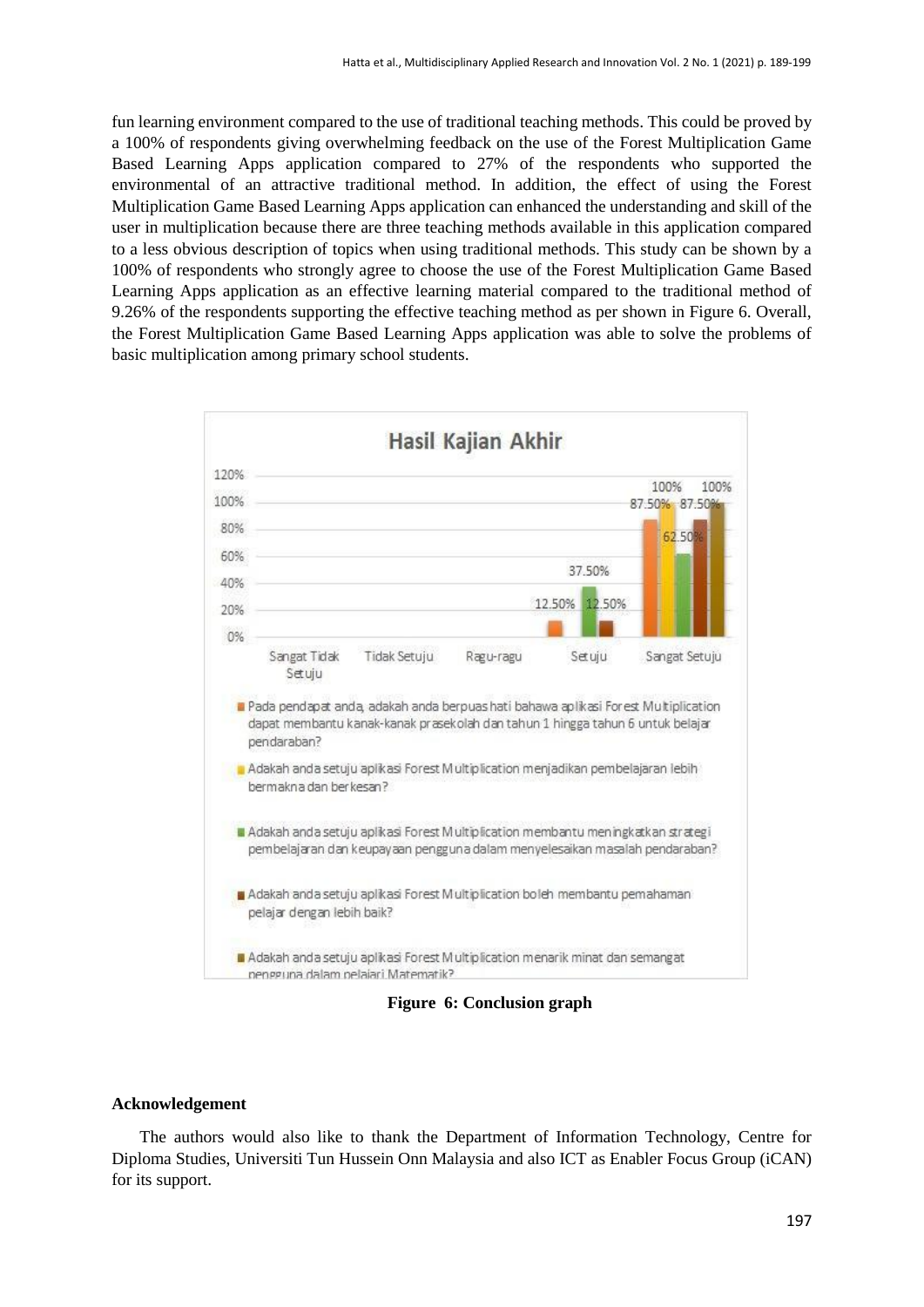fun learning environment compared to the use of traditional teaching methods. This could be proved by a 100% of respondents giving overwhelming feedback on the use of the Forest Multiplication Game Based Learning Apps application compared to 27% of the respondents who supported the environmental of an attractive traditional method. In addition, the effect of using the Forest Multiplication Game Based Learning Apps application can enhanced the understanding and skill of the user in multiplication because there are three teaching methods available in this application compared to a less obvious description of topics when using traditional methods. This study can be shown by a 100% of respondents who strongly agree to choose the use of the Forest Multiplication Game Based Learning Apps application as an effective learning material compared to the traditional method of 9.26% of the respondents supporting the effective teaching method as per shown in Figure 6. Overall, the Forest Multiplication Game Based Learning Apps application was able to solve the problems of basic multiplication among primary school students.

**Hasil Kajian Akhir**

| | Sangat Tidak Setuju | Tidak Setuju | Ragu-ragu | Setuju | Sangat Setuju |
|---|---|---|---|---|---|
| Pada pendapat anda, adakah anda berpuas hati bahawa aplikasi Forest Multiplication dapat membantu kanak-kanak prasekolah dan tahun 1 hingga tahun 6 untuk belajar pendaraban? | | | | 12.50% | 87.50% |
| Adakah anda setuju aplikasi Forest Multiplication menjadikan pembelajaran lebih bermakna dan berkesan? | | | | | 100% |
| Adakah anda setuju aplikasi Forest Multiplication membantu meningkatkan strategi pembelajaran dan keupayaan pengguna dalam menyelesaikan masalah pendaraban? | | | | 37.50% | 62.50% |
| Adakah anda setuju aplikasi Forest Multiplication boleh membantu pemahaman pelajar dengan lebih baik? | | | | 12.50% | 87.50% |
| Adakah anda setuju aplikasi Forest Multiplication menarik minat dan semangat pengguna dalam pelajari Matematik? | | | | | 100% |

**Figure 6: Conclusion graph**

## Acknowledgement

The authors would also like to thank the Department of Information Technology, Centre for Diploma Studies, Universiti Tun Hussein Onn Malaysia and also ICT as Enabler Focus Group (iCAN) for its support.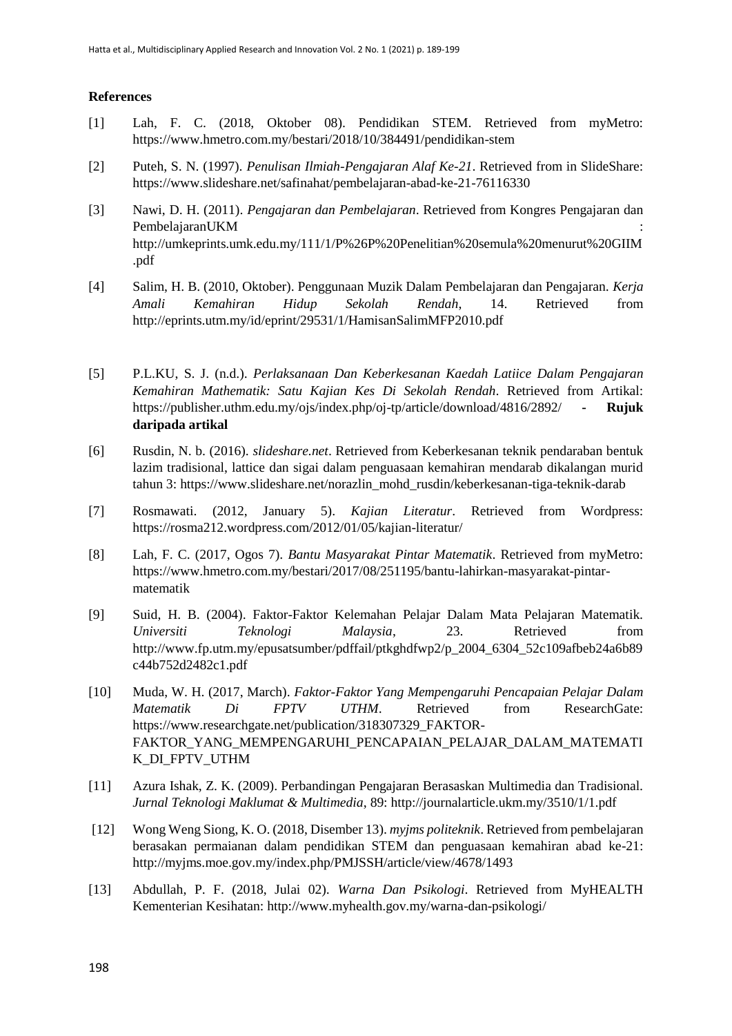**References**

[1] Lah, F. C. (2018, Oktober 08). Pendidikan STEM. Retrieved from myMetro: https://www.hmetro.com.my/bestari/2018/10/384491/pendidikan-stem

[2] Puteh, S. N. (1997). *Penulisan Ilmiah-Pengajaran Alaf Ke-21*. Retrieved from in SlideShare: https://www.slideshare.net/safinahat/pembelajaran-abad-ke-21-76116330

[3] Nawi, D. H. (2011). *Pengajaran dan Pembelajaran*. Retrieved from Kongres Pengajaran dan PembelajaranUKM : http://umkeprints.umk.edu.my/111/1/P%26P%20Penelitian%20semula%20menurut%20GIIM.pdf

[4] Salim, H. B. (2010, Oktober). Penggunaan Muzik Dalam Pembelajaran dan Pengajaran. *Kerja Amali Kemahiran Hidup Sekolah Rendah*, 14. Retrieved from http://eprints.utm.my/id/eprint/29531/1/HamisanSalimMFP2010.pdf

[5] P.L.KU, S. J. (n.d.). *Perlaksanaan Dan Keberkesanan Kaedah Latiice Dalam Pengajaran Kemahiran Mathematik: Satu Kajian Kes Di Sekolah Rendah*. Retrieved from Artikal: https://publisher.uthm.edu.my/ojs/index.php/oj-tp/article/download/4816/2892/ **- Rujuk daripada artikal**

[6] Rusdin, N. b. (2016). *slideshare.net*. Retrieved from Keberkesanan teknik pendaraban bentuk lazim tradisional, lattice dan sigai dalam penguasaan kemahiran mendarab dikalangan murid tahun 3: https://www.slideshare.net/norazlin_mohd_rusdin/keberkesanan-tiga-teknik-darab

[7] Rosmawati. (2012, January 5). *Kajian Literatur*. Retrieved from Wordpress: https://rosma212.wordpress.com/2012/01/05/kajian-literatur/

[8] Lah, F. C. (2017, Ogos 7). *Bantu Masyarakat Pintar Matematik*. Retrieved from myMetro: https://www.hmetro.com.my/bestari/2017/08/251195/bantu-lahirkan-masyarakat-pintar-matematik

[9] Suid, H. B. (2004). Faktor-Faktor Kelemahan Pelajar Dalam Mata Pelajaran Matematik. *Universiti Teknologi Malaysia*, 23. Retrieved from http://www.fp.utm.my/epusatsumber/pdffail/ptkghdfwp2/p_2004_6304_52c109afbeb24a6b89c44b752d2482c1.pdf

[10] Muda, W. H. (2017, March). *Faktor-Faktor Yang Mempengaruhi Pencapaian Pelajar Dalam Matematik Di FPTV UTHM*. Retrieved from ResearchGate: https://www.researchgate.net/publication/318307329_FAKTOR-FAKTOR_YANG_MEMPENGARUHI_PENCAPAIAN_PELAJAR_DALAM_MATEMATIK_DI_FPTV_UTHM

[11] Azura Ishak, Z. K. (2009). Perbandingan Pengajaran Berasaskan Multimedia dan Tradisional. *Jurnal Teknologi Maklumat & Multimedia*, 89: http://journalarticle.ukm.my/3510/1/1.pdf

[12] Wong Weng Siong, K. O. (2018, Disember 13). *myjms politeknik*. Retrieved from pembelajaran berasakan permaianan dalam pendidikan STEM dan penguasaan kemahiran abad ke-21: http://myjms.moe.gov.my/index.php/PMJSSH/article/view/4678/1493

[13] Abdullah, P. F. (2018, Julai 02). *Warna Dan Psikologi*. Retrieved from MyHEALTH Kementerian Kesihatan: http://www.myhealth.gov.my/warna-dan-psikologi/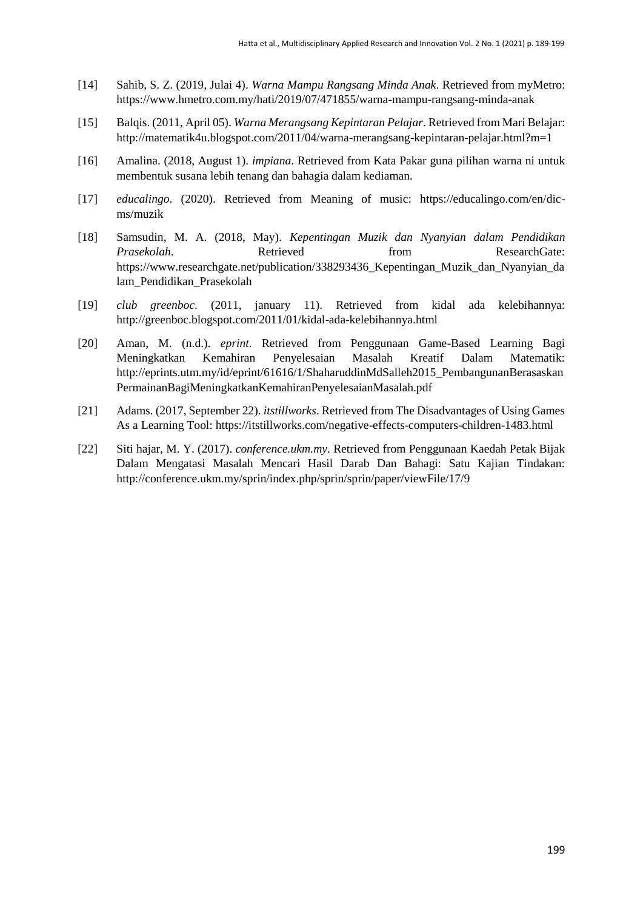[14] Sahib, S. Z. (2019, Julai 4). *Warna Mampu Rangsang Minda Anak*. Retrieved from myMetro: https://www.hmetro.com.my/hati/2019/07/471855/warna-mampu-rangsang-minda-anak

[15] Balqis. (2011, April 05). *Warna Merangsang Kepintaran Pelajar*. Retrieved from Mari Belajar: http://matematik4u.blogspot.com/2011/04/warna-merangsang-kepintaran-pelajar.html?m=1

[16] Amalina. (2018, August 1). *impiana*. Retrieved from Kata Pakar guna pilihan warna ni untuk membentuk susana lebih tenang dan bahagia dalam kediaman.

[17] *educalingo*. (2020). Retrieved from Meaning of music: https://educalingo.com/en/dic-ms/muzik

[18] Samsudin, M. A. (2018, May). *Kepentingan Muzik dan Nyanyian dalam Pendidikan Prasekolah*. Retrieved from ResearchGate: https://www.researchgate.net/publication/338293436_Kepentingan_Muzik_dan_Nyanyian_dalam_Pendidikan_Prasekolah

[19] *club greenboc*. (2011, january 11). Retrieved from kidal ada kelebihannya: http://greenboc.blogspot.com/2011/01/kidal-ada-kelebihannya.html

[20] Aman, M. (n.d.). *eprint*. Retrieved from Penggunaan Game-Based Learning Bagi Meningkatkan Kemahiran Penyelesaian Masalah Kreatif Dalam Matematik: http://eprints.utm.my/id/eprint/61616/1/ShaharuddinMdSalleh2015_PembangunanBerasaskanPermainanBagiMeningkatkanKemahiranPenyelesaianMasalah.pdf

[21] Adams. (2017, September 22). *itstillworks*. Retrieved from The Disadvantages of Using Games As a Learning Tool: https://itstillworks.com/negative-effects-computers-children-1483.html

[22] Siti hajar, M. Y. (2017). *conference.ukm.my*. Retrieved from Penggunaan Kaedah Petak Bijak Dalam Mengatasi Masalah Mencari Hasil Darab Dan Bahagi: Satu Kajian Tindakan: http://conference.ukm.my/sprin/index.php/sprin/sprin/paper/viewFile/17/9